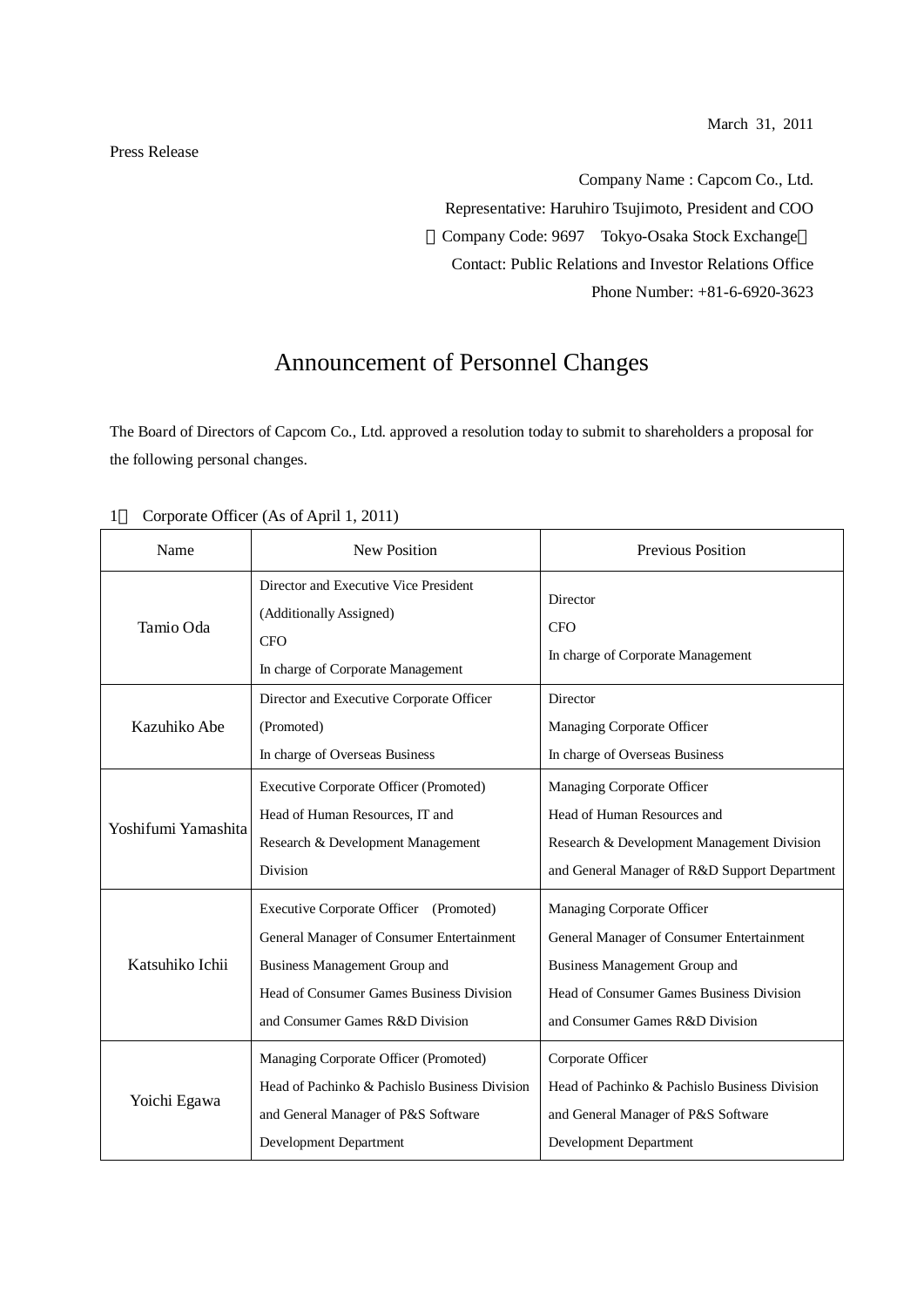March 31, 2011

Press Release

Company Name : Capcom Co., Ltd.

Representative: Haruhiro Tsujimoto, President and COO

（Company Code: 9697 Tokyo-Osaka Stock Exchange）

Contact: Public Relations and Investor Relations Office

Phone Number: +81-6-6920-3623

# Announcement of Personnel Changes

The Board of Directors of Capcom Co., Ltd. approved a resolution today to submit to shareholders a proposal for the following personal changes.

1． Corporate Officer (As of April 1, 2011)

| Name | New Position | Previous Position |
|---|---|---|
| Tamio Oda | Director and Executive Vice President (Additionally Assigned)<br>CFO<br>In charge of Corporate Management | Director<br>CFO<br>In charge of Corporate Management |
| Kazuhiko Abe | Director and Executive Corporate Officer (Promoted)<br>In charge of Overseas Business | Director<br>Managing Corporate Officer<br>In charge of Overseas Business |
| Yoshifumi Yamashita | Executive Corporate Officer (Promoted)<br>Head of Human Resources, IT and Research & Development Management Division | Managing Corporate Officer<br>Head of Human Resources and Research & Development Management Division and General Manager of R&D Support Department |
| Katsuhiko Ichii | Executive Corporate Officer (Promoted)<br>General Manager of Consumer Entertainment Business Management Group and Head of Consumer Games Business Division and Consumer Games R&D Division | Managing Corporate Officer<br>General Manager of Consumer Entertainment Business Management Group and Head of Consumer Games Business Division and Consumer Games R&D Division |
| Yoichi Egawa | Managing Corporate Officer (Promoted)<br>Head of Pachinko & Pachislo Business Division and General Manager of P&S Software Development Department | Corporate Officer<br>Head of Pachinko & Pachislo Business Division and General Manager of P&S Software Development Department |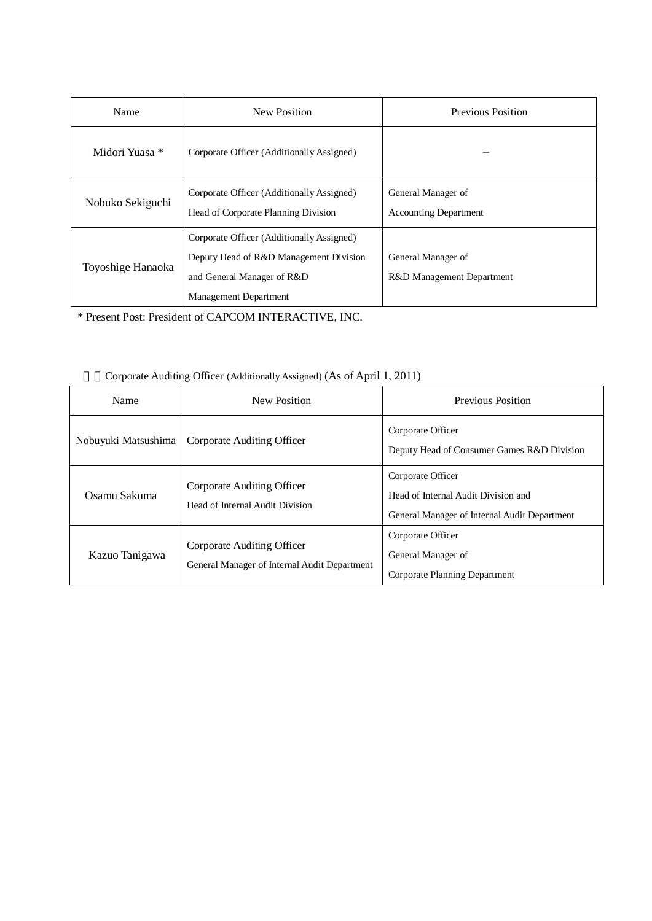| Name | New Position | Previous Position |
| --- | --- | --- |
| Midori Yuasa * | Corporate Officer (Additionally Assigned) | – |
| Nobuko Sekiguchi | Corporate Officer (Additionally Assigned)<br>Head of Corporate Planning Division | General Manager of<br>Accounting Department |
| Toyoshige Hanaoka | Corporate Officer (Additionally Assigned)<br>Deputy Head of R&D Management Division and General Manager of R&D Management Department | General Manager of<br>R&D Management Department |

* Present Post: President of CAPCOM INTERACTIVE, INC.

Corporate Auditing Officer (Additionally Assigned) (As of April 1, 2011)

| Name | New Position | Previous Position |
| --- | --- | --- |
| Nobuyuki Matsushima | Corporate Auditing Officer | Corporate Officer<br>Deputy Head of Consumer Games R&D Division |
| Osamu Sakuma | Corporate Auditing Officer<br>Head of Internal Audit Division | Corporate Officer<br>Head of Internal Audit Division and<br>General Manager of Internal Audit Department |
| Kazuo Tanigawa | Corporate Auditing Officer<br>General Manager of Internal Audit Department | Corporate Officer<br>General Manager of<br>Corporate Planning Department |